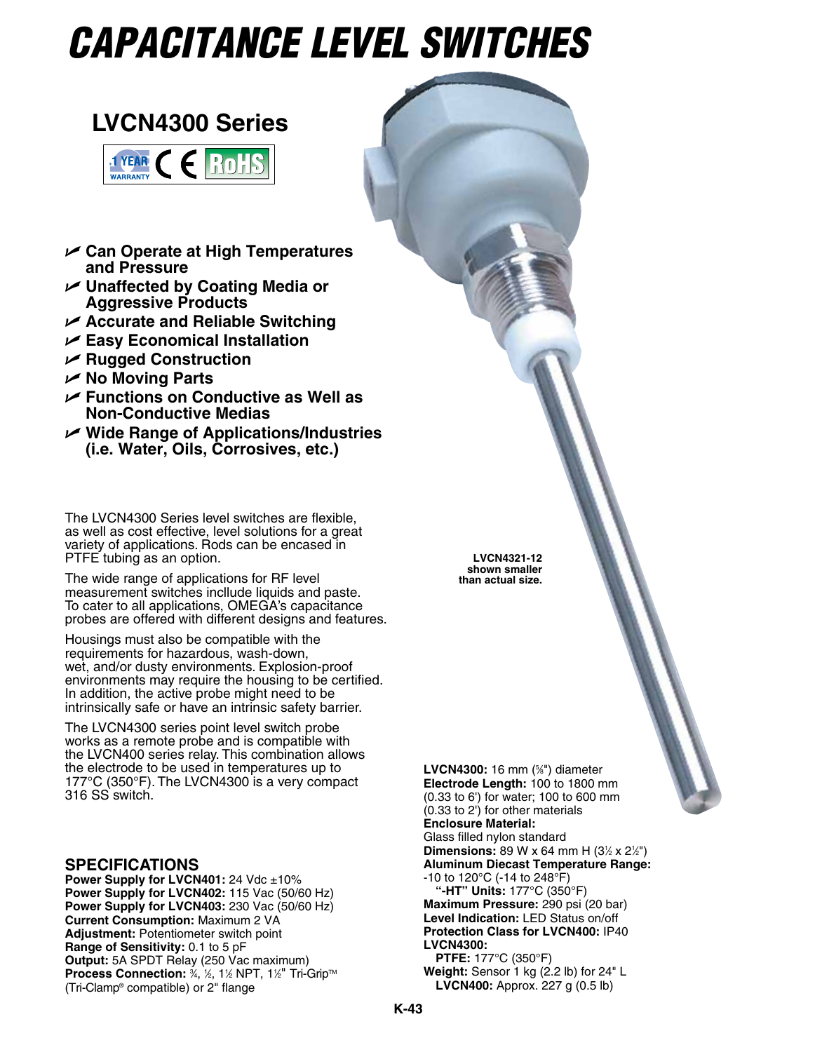# CAPACITANCE LEVEL SWITCHES

## LVCN4300 Series

1 YEAR WARRANTY CE RoHS

- ✓ **Can Operate at High Temperatures and Pressure**
- ✓ **Unaffected by Coating Media or Aggressive Products**
- ✓ **Accurate and Reliable Switching**
- ✓ **Easy Economical Installation**
- ✓ **Rugged Construction**
- ✓ **No Moving Parts**
- ✓ **Functions on Conductive as Well as Non-Conductive Medias**
- ✓ **Wide Range of Applications/Industries (i.e. Water, Oils, Corrosives, etc.)**

The LVCN4300 Series level switches are flexible, as well as cost effective, level solutions for a great variety of applications. Rods can be encased in PTFE tubing as an option.

The wide range of applications for RF level measurement switches incllude liquids and paste. To cater to all applications, OMEGA's capacitance probes are offered with different designs and features.

Housings must also be compatible with the requirements for hazardous, wash-down, wet, and/or dusty environments. Explosion-proof environments may require the housing to be certified. In addition, the active probe might need to be intrinsically safe or have an intrinsic safety barrier.

The LVCN4300 series point level switch probe works as a remote probe and is compatible with the LVCN400 series relay. This combination allows the electrode to be used in temperatures up to 177°C (350°F). The LVCN4300 is a very compact 316 SS switch.

**LVCN4321-12 shown smaller than actual size.**

## SPECIFICATIONS

**Power Supply for LVCN401:** 24 Vdc ±10%
**Power Supply for LVCN402:** 115 Vac (50/60 Hz)
**Power Supply for LVCN403:** 230 Vac (50/60 Hz)
**Current Consumption:** Maximum 2 VA
**Adjustment:** Potentiometer switch point
**Range of Sensitivity:** 0.1 to 5 pF
**Output:** 5A SPDT Relay (250 Vac maximum)
**Process Connection:** ¾, ½, 1½ NPT, 1½" Tri-Grip™ (Tri-Clamp® compatible) or 2" flange
**LVCN4300:** 16 mm (⅝") diameter
**Electrode Length:** 100 to 1800 mm (0.33 to 6') for water; 100 to 600 mm (0.33 to 2') for other materials
**Enclosure Material:**
Glass filled nylon standard
**Dimensions:** 89 W x 64 mm H (3½ x 2½")
**Aluminum Diecast Temperature Range:**
-10 to 120°C (-14 to 248°F)
**"-HT" Units:** 177°C (350°F)
**Maximum Pressure:** 290 psi (20 bar)
**Level Indication:** LED Status on/off
**Protection Class for LVCN400:** IP40
**LVCN4300:**
**PTFE:** 177°C (350°F)
**Weight:** Sensor 1 kg (2.2 lb) for 24" L
**LVCN400:** Approx. 227 g (0.5 lb)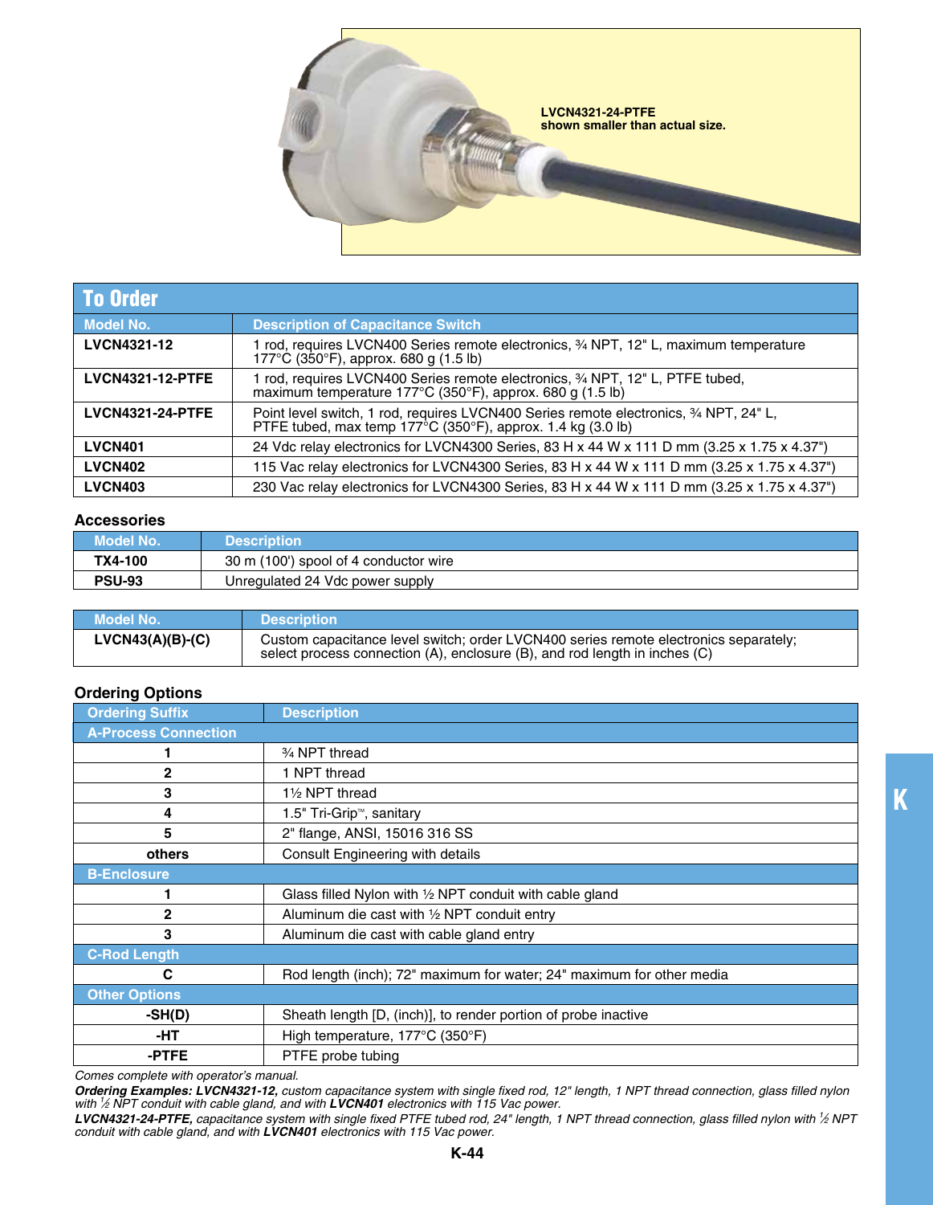LVCN4321-24-PTFE shown smaller than actual size.

## To Order

| Model No. | Description of Capacitance Switch |
| --- | --- |
| **LVCN4321-12** | 1 rod, requires LVCN400 Series remote electronics, ¾ NPT, 12" L, maximum temperature 177°C (350°F), approx. 680 g (1.5 lb) |
| **LVCN4321-12-PTFE** | 1 rod, requires LVCN400 Series remote electronics, ¾ NPT, 12" L, PTFE tubed, maximum temperature 177°C (350°F), approx. 680 g (1.5 lb) |
| **LVCN4321-24-PTFE** | Point level switch, 1 rod, requires LVCN400 Series remote electronics, ¾ NPT, 24" L, PTFE tubed, max temp 177°C (350°F), approx. 1.4 kg (3.0 lb) |
| **LVCN401** | 24 Vdc relay electronics for LVCN4300 Series, 83 H x 44 W x 111 D mm (3.25 x 1.75 x 4.37") |
| **LVCN402** | 115 Vac relay electronics for LVCN4300 Series, 83 H x 44 W x 111 D mm (3.25 x 1.75 x 4.37") |
| **LVCN403** | 230 Vac relay electronics for LVCN4300 Series, 83 H x 44 W x 111 D mm (3.25 x 1.75 x 4.37") |

### Accessories

| Model No. | Description |
| --- | --- |
| **TX4-100** | 30 m (100') spool of 4 conductor wire |
| **PSU-93** | Unregulated 24 Vdc power supply |

| Model No. | Description |
| --- | --- |
| **LVCN43(A)(B)-(C)** | Custom capacitance level switch; order LVCN400 series remote electronics separately; select process connection (A), enclosure (B), and rod length in inches (C) |

### Ordering Options

| Ordering Suffix | Description |
| --- | --- |
| **A-Process Connection** | |
| **1** | ¾ NPT thread |
| **2** | 1 NPT thread |
| **3** | 1½ NPT thread |
| **4** | 1.5" Tri-Grip™, sanitary |
| **5** | 2" flange, ANSI, 15016 316 SS |
| **others** | Consult Engineering with details |
| **B-Enclosure** | |
| **1** | Glass filled Nylon with ½ NPT conduit with cable gland |
| **2** | Aluminum die cast with ½ NPT conduit entry |
| **3** | Aluminum die cast with cable gland entry |
| **C-Rod Length** | |
| **C** | Rod length (inch); 72" maximum for water; 24" maximum for other media |
| **Other Options** | |
| **-SH(D)** | Sheath length [D, (inch)], to render portion of probe inactive |
| **-HT** | High temperature, 177°C (350°F) |
| **-PTFE** | PTFE probe tubing |

*Comes complete with operator's manual.*

***Ordering Examples: LVCN4321-12,*** *custom capacitance system with single fixed rod, 12" length, 1 NPT thread connection, glass filled nylon with ½ NPT conduit with cable gland, and with* ***LVCN401*** *electronics with 115 Vac power.*

***LVCN4321-24-PTFE,*** *capacitance system with single fixed PTFE tubed rod, 24" length, 1 NPT thread connection, glass filled nylon with ½ NPT conduit with cable gland, and with* ***LVCN401*** *electronics with 115 Vac power.*